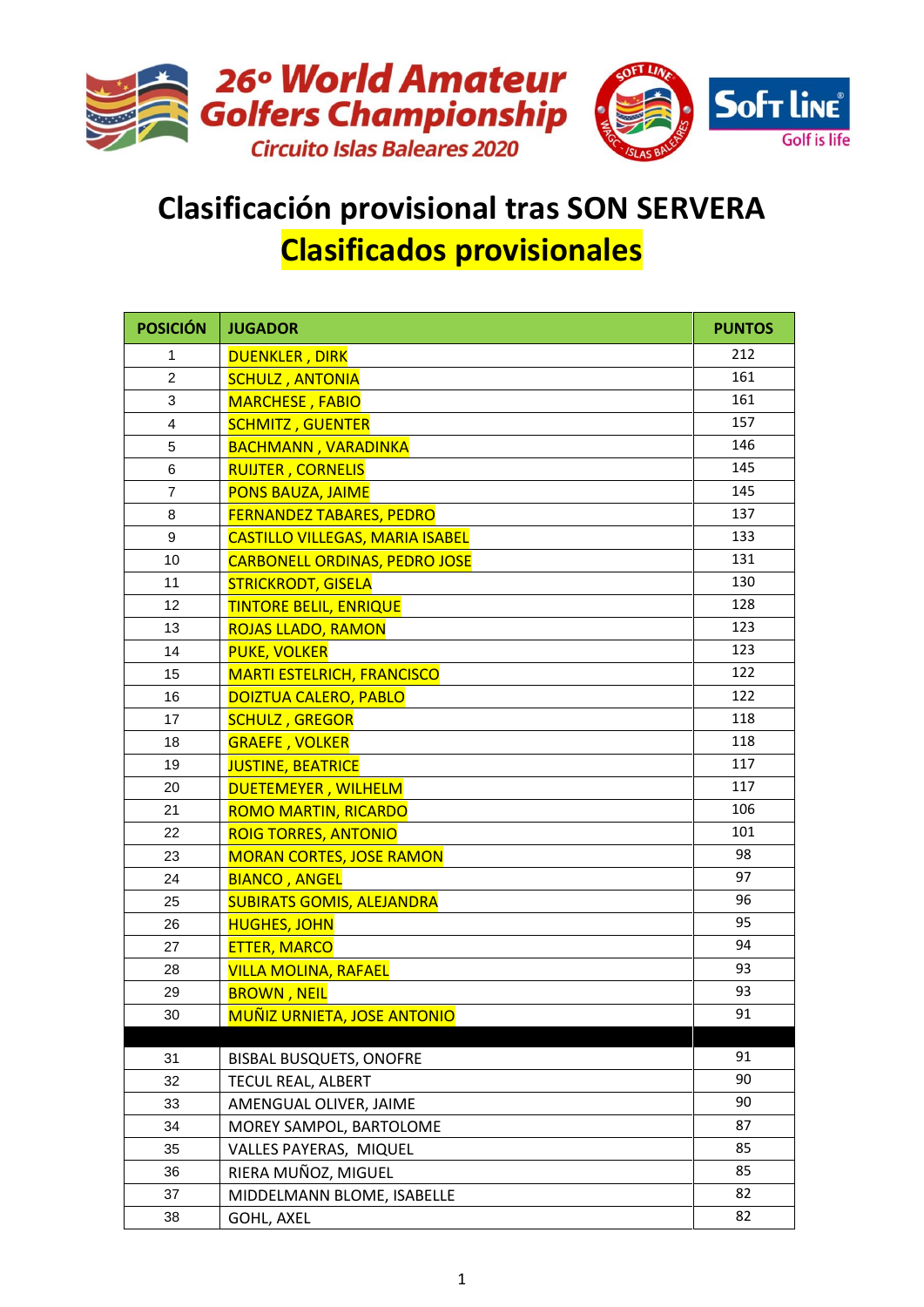**26º World Amateur Golfers Championship**
*Circuito Islas Baleares 2020*

**Soft Line** Golf is life

# Clasificación provisional tras SON SERVERA

## Clasificados provisionales

| POSICIÓN | JUGADOR | PUNTOS |
|---|---|---|
| 1 | DUENKLER , DIRK | 212 |
| 2 | SCHULZ , ANTONIA | 161 |
| 3 | MARCHESE , FABIO | 161 |
| 4 | SCHMITZ , GUENTER | 157 |
| 5 | BACHMANN , VARADINKA | 146 |
| 6 | RUIJTER , CORNELIS | 145 |
| 7 | PONS BAUZA, JAIME | 145 |
| 8 | FERNANDEZ TABARES, PEDRO | 137 |
| 9 | CASTILLO VILLEGAS, MARIA ISABEL | 133 |
| 10 | CARBONELL ORDINAS, PEDRO JOSE | 131 |
| 11 | STRICKRODT, GISELA | 130 |
| 12 | TINTORE BELIL, ENRIQUE | 128 |
| 13 | ROJAS LLADO, RAMON | 123 |
| 14 | PUKE, VOLKER | 123 |
| 15 | MARTI ESTELRICH, FRANCISCO | 122 |
| 16 | DOIZTUA CALERO, PABLO | 122 |
| 17 | SCHULZ , GREGOR | 118 |
| 18 | GRAEFE , VOLKER | 118 |
| 19 | JUSTINE, BEATRICE | 117 |
| 20 | DUETEMEYER , WILHELM | 117 |
| 21 | ROMO MARTIN, RICARDO | 106 |
| 22 | ROIG TORRES, ANTONIO | 101 |
| 23 | MORAN CORTES, JOSE RAMON | 98 |
| 24 | BIANCO , ANGEL | 97 |
| 25 | SUBIRATS GOMIS, ALEJANDRA | 96 |
| 26 | HUGHES, JOHN | 95 |
| 27 | ETTER, MARCO | 94 |
| 28 | VILLA MOLINA, RAFAEL | 93 |
| 29 | BROWN , NEIL | 93 |
| 30 | MUÑIZ URNIETA, JOSE ANTONIO | 91 |
| | | |
| 31 | BISBAL BUSQUETS, ONOFRE | 91 |
| 32 | TECUL REAL, ALBERT | 90 |
| 33 | AMENGUAL OLIVER, JAIME | 90 |
| 34 | MOREY SAMPOL, BARTOLOME | 87 |
| 35 | VALLES PAYERAS, MIQUEL | 85 |
| 36 | RIERA MUÑOZ, MIGUEL | 85 |
| 37 | MIDDELMANN BLOME, ISABELLE | 82 |
| 38 | GOHL, AXEL | 82 |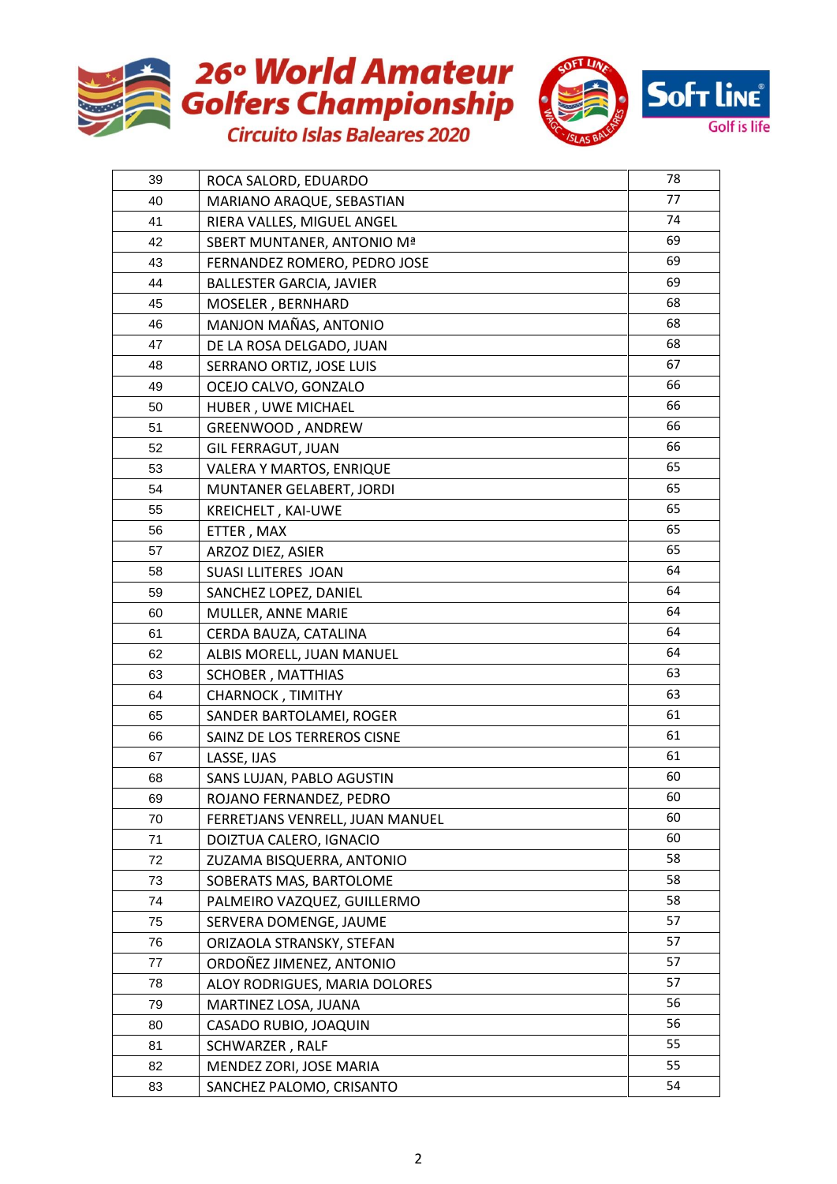| 39 | ROCA SALORD, EDUARDO | 78 |
|---|---|---|
| 40 | MARIANO ARAQUE, SEBASTIAN | 77 |
| 41 | RIERA VALLES, MIGUEL ANGEL | 74 |
| 42 | SBERT MUNTANER, ANTONIO Mª | 69 |
| 43 | FERNANDEZ ROMERO, PEDRO JOSE | 69 |
| 44 | BALLESTER GARCIA, JAVIER | 69 |
| 45 | MOSELER , BERNHARD | 68 |
| 46 | MANJON MAÑAS, ANTONIO | 68 |
| 47 | DE LA ROSA DELGADO, JUAN | 68 |
| 48 | SERRANO ORTIZ, JOSE LUIS | 67 |
| 49 | OCEJO CALVO, GONZALO | 66 |
| 50 | HUBER , UWE MICHAEL | 66 |
| 51 | GREENWOOD , ANDREW | 66 |
| 52 | GIL FERRAGUT, JUAN | 66 |
| 53 | VALERA Y MARTOS, ENRIQUE | 65 |
| 54 | MUNTANER GELABERT, JORDI | 65 |
| 55 | KREICHELT , KAI-UWE | 65 |
| 56 | ETTER , MAX | 65 |
| 57 | ARZOZ DIEZ, ASIER | 65 |
| 58 | SUASI LLITERES JOAN | 64 |
| 59 | SANCHEZ LOPEZ, DANIEL | 64 |
| 60 | MULLER, ANNE MARIE | 64 |
| 61 | CERDA BAUZA, CATALINA | 64 |
| 62 | ALBIS MORELL, JUAN MANUEL | 64 |
| 63 | SCHOBER , MATTHIAS | 63 |
| 64 | CHARNOCK , TIMITHY | 63 |
| 65 | SANDER BARTOLAMEI, ROGER | 61 |
| 66 | SAINZ DE LOS TERREROS CISNE | 61 |
| 67 | LASSE, IJAS | 61 |
| 68 | SANS LUJAN, PABLO AGUSTIN | 60 |
| 69 | ROJANO FERNANDEZ, PEDRO | 60 |
| 70 | FERRETJANS VENRELL, JUAN MANUEL | 60 |
| 71 | DOIZTUA CALERO, IGNACIO | 60 |
| 72 | ZUZAMA BISQUERRA, ANTONIO | 58 |
| 73 | SOBERATS MAS, BARTOLOME | 58 |
| 74 | PALMEIRO VAZQUEZ, GUILLERMO | 58 |
| 75 | SERVERA DOMENGE, JAUME | 57 |
| 76 | ORIZAOLA STRANSKY, STEFAN | 57 |
| 77 | ORDOÑEZ JIMENEZ, ANTONIO | 57 |
| 78 | ALOY RODRIGUES, MARIA DOLORES | 57 |
| 79 | MARTINEZ LOSA, JUANA | 56 |
| 80 | CASADO RUBIO, JOAQUIN | 56 |
| 81 | SCHWARZER , RALF | 55 |
| 82 | MENDEZ ZORI, JOSE MARIA | 55 |
| 83 | SANCHEZ PALOMO, CRISANTO | 54 |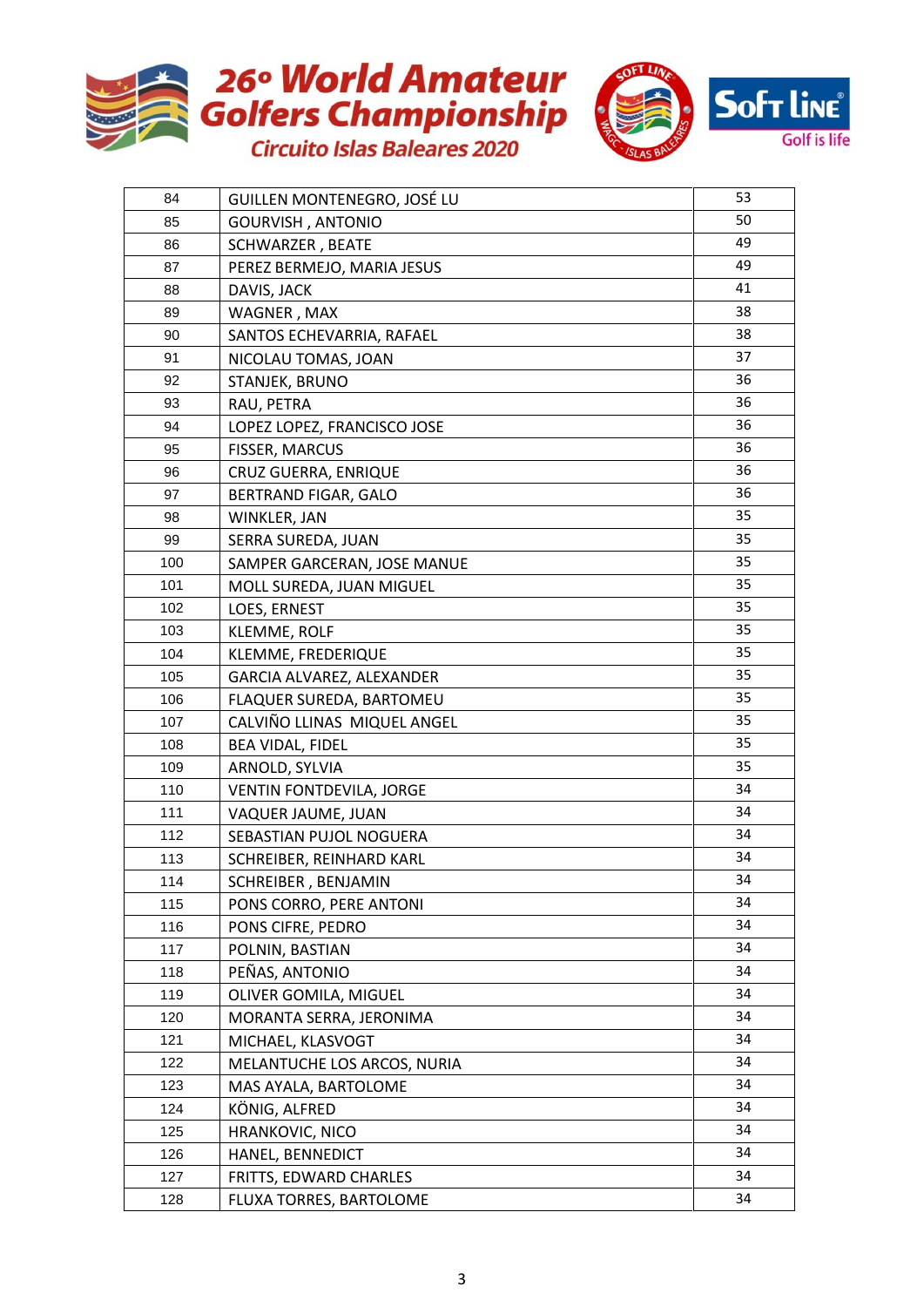# 26º World Amateur Golfers Championship

## Circuito Islas Baleares 2020

| | | |
|---|---|---|
| 84 | GUILLEN MONTENEGRO, JOSÉ LU | 53 |
| 85 | GOURVISH , ANTONIO | 50 |
| 86 | SCHWARZER , BEATE | 49 |
| 87 | PEREZ BERMEJO, MARIA JESUS | 49 |
| 88 | DAVIS, JACK | 41 |
| 89 | WAGNER , MAX | 38 |
| 90 | SANTOS ECHEVARRIA, RAFAEL | 38 |
| 91 | NICOLAU TOMAS, JOAN | 37 |
| 92 | STANJEK, BRUNO | 36 |
| 93 | RAU, PETRA | 36 |
| 94 | LOPEZ LOPEZ, FRANCISCO JOSE | 36 |
| 95 | FISSER, MARCUS | 36 |
| 96 | CRUZ GUERRA, ENRIQUE | 36 |
| 97 | BERTRAND FIGAR, GALO | 36 |
| 98 | WINKLER, JAN | 35 |
| 99 | SERRA SUREDA, JUAN | 35 |
| 100 | SAMPER GARCERAN, JOSE MANUE | 35 |
| 101 | MOLL SUREDA, JUAN MIGUEL | 35 |
| 102 | LOES, ERNEST | 35 |
| 103 | KLEMME, ROLF | 35 |
| 104 | KLEMME, FREDERIQUE | 35 |
| 105 | GARCIA ALVAREZ, ALEXANDER | 35 |
| 106 | FLAQUER SUREDA, BARTOMEU | 35 |
| 107 | CALVIÑO LLINAS MIQUEL ANGEL | 35 |
| 108 | BEA VIDAL, FIDEL | 35 |
| 109 | ARNOLD, SYLVIA | 35 |
| 110 | VENTIN FONTDEVILA, JORGE | 34 |
| 111 | VAQUER JAUME, JUAN | 34 |
| 112 | SEBASTIAN PUJOL NOGUERA | 34 |
| 113 | SCHREIBER, REINHARD KARL | 34 |
| 114 | SCHREIBER , BENJAMIN | 34 |
| 115 | PONS CORRO, PERE ANTONI | 34 |
| 116 | PONS CIFRE, PEDRO | 34 |
| 117 | POLNIN, BASTIAN | 34 |
| 118 | PEÑAS, ANTONIO | 34 |
| 119 | OLIVER GOMILA, MIGUEL | 34 |
| 120 | MORANTA SERRA, JERONIMA | 34 |
| 121 | MICHAEL, KLASVOGT | 34 |
| 122 | MELANTUCHE LOS ARCOS, NURIA | 34 |
| 123 | MAS AYALA, BARTOLOME | 34 |
| 124 | KÖNIG, ALFRED | 34 |
| 125 | HRANKOVIC, NICO | 34 |
| 126 | HANEL, BENNEDICT | 34 |
| 127 | FRITTS, EDWARD CHARLES | 34 |
| 128 | FLUXA TORRES, BARTOLOME | 34 |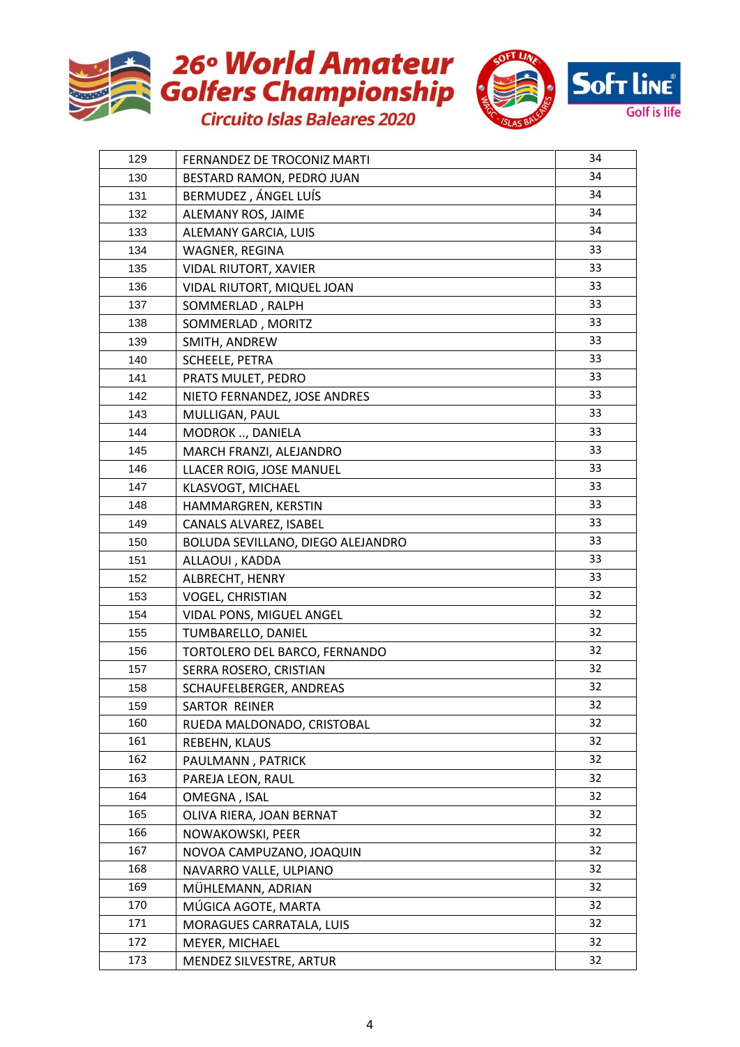# 26º World Amateur Golfers Championship

Circuito Islas Baleares 2020

| | | |
|---|---|---|
| 129 | FERNANDEZ DE TROCONIZ MARTI | 34 |
| 130 | BESTARD RAMON, PEDRO JUAN | 34 |
| 131 | BERMUDEZ , ÁNGEL LUÍS | 34 |
| 132 | ALEMANY ROS, JAIME | 34 |
| 133 | ALEMANY GARCIA, LUIS | 34 |
| 134 | WAGNER, REGINA | 33 |
| 135 | VIDAL RIUTORT, XAVIER | 33 |
| 136 | VIDAL RIUTORT, MIQUEL JOAN | 33 |
| 137 | SOMMERLAD , RALPH | 33 |
| 138 | SOMMERLAD , MORITZ | 33 |
| 139 | SMITH, ANDREW | 33 |
| 140 | SCHEELE, PETRA | 33 |
| 141 | PRATS MULET, PEDRO | 33 |
| 142 | NIETO FERNANDEZ, JOSE ANDRES | 33 |
| 143 | MULLIGAN, PAUL | 33 |
| 144 | MODROK .., DANIELA | 33 |
| 145 | MARCH FRANZI, ALEJANDRO | 33 |
| 146 | LLACER ROIG, JOSE MANUEL | 33 |
| 147 | KLASVOGT, MICHAEL | 33 |
| 148 | HAMMARGREN, KERSTIN | 33 |
| 149 | CANALS ALVAREZ, ISABEL | 33 |
| 150 | BOLUDA SEVILLANO, DIEGO ALEJANDRO | 33 |
| 151 | ALLAOUI , KADDA | 33 |
| 152 | ALBRECHT, HENRY | 33 |
| 153 | VOGEL, CHRISTIAN | 32 |
| 154 | VIDAL PONS, MIGUEL ANGEL | 32 |
| 155 | TUMBARELLO, DANIEL | 32 |
| 156 | TORTOLERO DEL BARCO, FERNANDO | 32 |
| 157 | SERRA ROSERO, CRISTIAN | 32 |
| 158 | SCHAUFELBERGER, ANDREAS | 32 |
| 159 | SARTOR REINER | 32 |
| 160 | RUEDA MALDONADO, CRISTOBAL | 32 |
| 161 | REBEHN, KLAUS | 32 |
| 162 | PAULMANN , PATRICK | 32 |
| 163 | PAREJA LEON, RAUL | 32 |
| 164 | OMEGNA , ISAL | 32 |
| 165 | OLIVA RIERA, JOAN BERNAT | 32 |
| 166 | NOWAKOWSKI, PEER | 32 |
| 167 | NOVOA CAMPUZANO, JOAQUIN | 32 |
| 168 | NAVARRO VALLE, ULPIANO | 32 |
| 169 | MÜHLEMANN, ADRIAN | 32 |
| 170 | MÚGICA AGOTE, MARTA | 32 |
| 171 | MORAGUES CARRATALA, LUIS | 32 |
| 172 | MEYER, MICHAEL | 32 |
| 173 | MENDEZ SILVESTRE, ARTUR | 32 |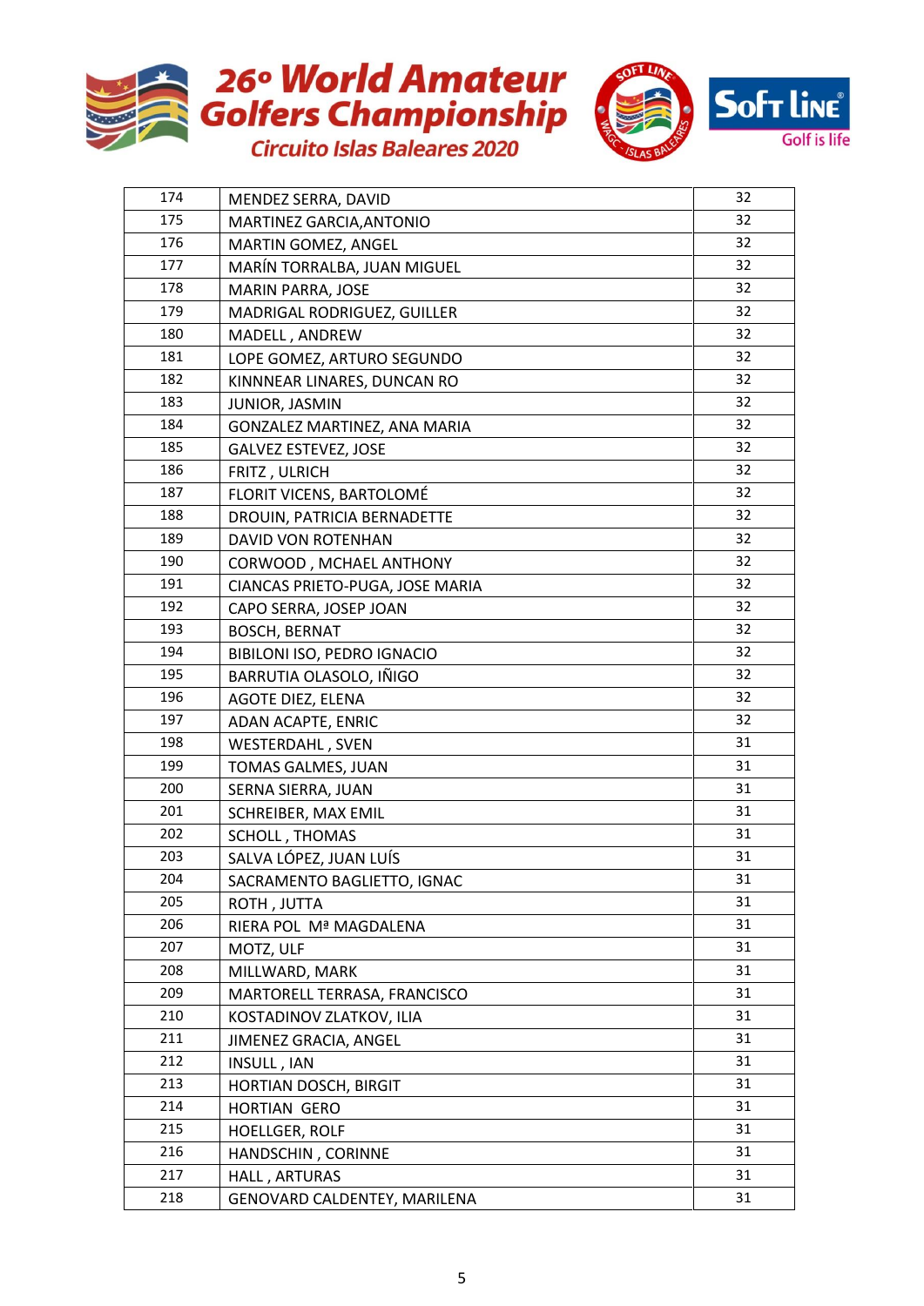# 26º World Amateur Golfers Championship

## Circuito Islas Baleares 2020

Soft Line — Golf is life

| | | |
|---|---|---|
| 174 | MENDEZ SERRA, DAVID | 32 |
| 175 | MARTINEZ GARCIA,ANTONIO | 32 |
| 176 | MARTIN GOMEZ, ANGEL | 32 |
| 177 | MARÍN TORRALBA, JUAN MIGUEL | 32 |
| 178 | MARIN PARRA, JOSE | 32 |
| 179 | MADRIGAL RODRIGUEZ, GUILLER | 32 |
| 180 | MADELL , ANDREW | 32 |
| 181 | LOPE GOMEZ, ARTURO SEGUNDO | 32 |
| 182 | KINNNEAR LINARES, DUNCAN RO | 32 |
| 183 | JUNIOR, JASMIN | 32 |
| 184 | GONZALEZ MARTINEZ, ANA MARIA | 32 |
| 185 | GALVEZ ESTEVEZ, JOSE | 32 |
| 186 | FRITZ , ULRICH | 32 |
| 187 | FLORIT VICENS, BARTOLOMÉ | 32 |
| 188 | DROUIN, PATRICIA BERNADETTE | 32 |
| 189 | DAVID VON ROTENHAN | 32 |
| 190 | CORWOOD , MCHAEL ANTHONY | 32 |
| 191 | CIANCAS PRIETO-PUGA, JOSE MARIA | 32 |
| 192 | CAPO SERRA, JOSEP JOAN | 32 |
| 193 | BOSCH, BERNAT | 32 |
| 194 | BIBILONI ISO, PEDRO IGNACIO | 32 |
| 195 | BARRUTIA OLASOLO, IÑIGO | 32 |
| 196 | AGOTE DIEZ, ELENA | 32 |
| 197 | ADAN ACAPTE, ENRIC | 32 |
| 198 | WESTERDAHL , SVEN | 31 |
| 199 | TOMAS GALMES, JUAN | 31 |
| 200 | SERNA SIERRA, JUAN | 31 |
| 201 | SCHREIBER, MAX EMIL | 31 |
| 202 | SCHOLL , THOMAS | 31 |
| 203 | SALVA LÓPEZ, JUAN LUÍS | 31 |
| 204 | SACRAMENTO BAGLIETTO, IGNAC | 31 |
| 205 | ROTH , JUTTA | 31 |
| 206 | RIERA POL Mª MAGDALENA | 31 |
| 207 | MOTZ, ULF | 31 |
| 208 | MILLWARD, MARK | 31 |
| 209 | MARTORELL TERRASA, FRANCISCO | 31 |
| 210 | KOSTADINOV ZLATKOV, ILIA | 31 |
| 211 | JIMENEZ GRACIA, ANGEL | 31 |
| 212 | INSULL , IAN | 31 |
| 213 | HORTIAN DOSCH, BIRGIT | 31 |
| 214 | HORTIAN GERO | 31 |
| 215 | HOELLGER, ROLF | 31 |
| 216 | HANDSCHIN , CORINNE | 31 |
| 217 | HALL , ARTURAS | 31 |
| 218 | GENOVARD CALDENTEY, MARILENA | 31 |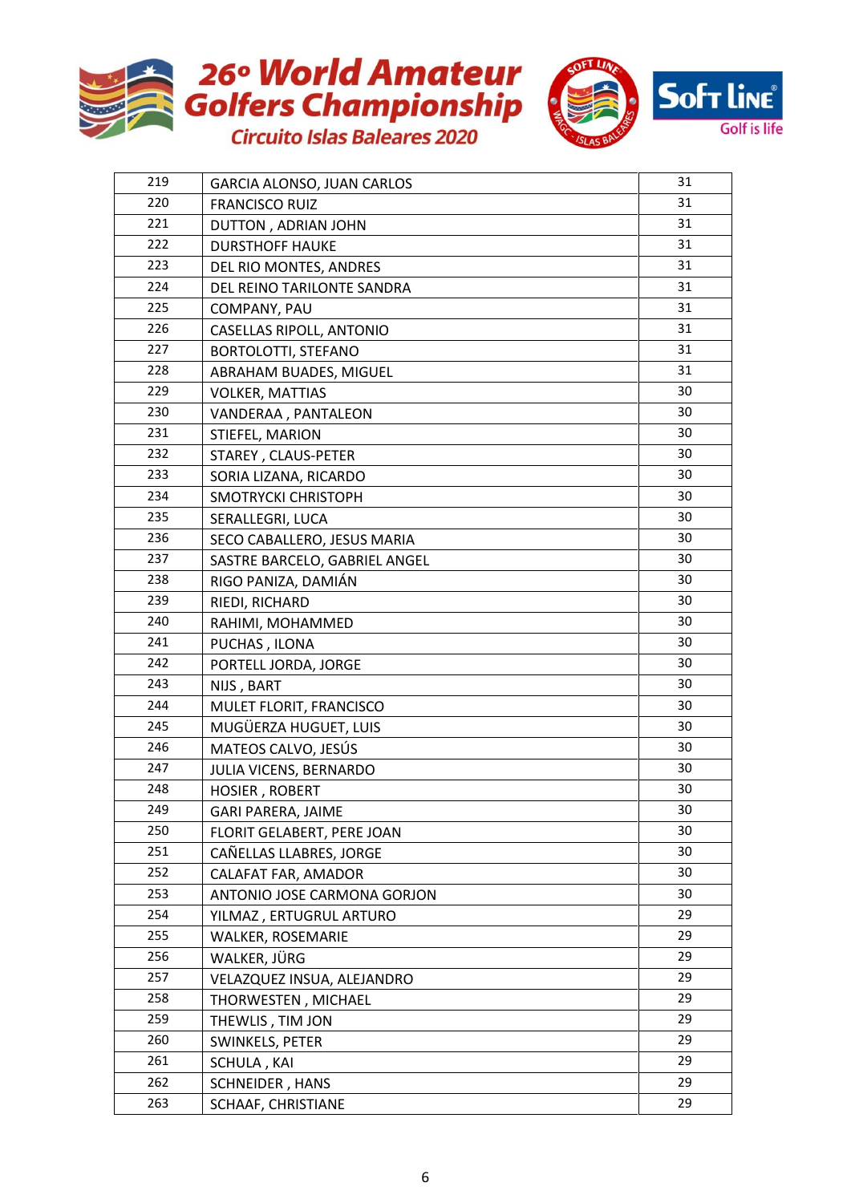# 26º World Amateur Golfers Championship

### Circuito Islas Baleares 2020

| | | |
|---|---|---|
| 219 | GARCIA ALONSO, JUAN CARLOS | 31 |
| 220 | FRANCISCO RUIZ | 31 |
| 221 | DUTTON , ADRIAN JOHN | 31 |
| 222 | DURSTHOFF HAUKE | 31 |
| 223 | DEL RIO MONTES, ANDRES | 31 |
| 224 | DEL REINO TARILONTE SANDRA | 31 |
| 225 | COMPANY, PAU | 31 |
| 226 | CASELLAS RIPOLL, ANTONIO | 31 |
| 227 | BORTOLOTTI, STEFANO | 31 |
| 228 | ABRAHAM BUADES, MIGUEL | 31 |
| 229 | VOLKER, MATTIAS | 30 |
| 230 | VANDERAA , PANTALEON | 30 |
| 231 | STIEFEL, MARION | 30 |
| 232 | STAREY , CLAUS-PETER | 30 |
| 233 | SORIA LIZANA, RICARDO | 30 |
| 234 | SMOTRYCKI CHRISTOPH | 30 |
| 235 | SERALLEGRI, LUCA | 30 |
| 236 | SECO CABALLERO, JESUS MARIA | 30 |
| 237 | SASTRE BARCELO, GABRIEL ANGEL | 30 |
| 238 | RIGO PANIZA, DAMIÁN | 30 |
| 239 | RIEDI, RICHARD | 30 |
| 240 | RAHIMI, MOHAMMED | 30 |
| 241 | PUCHAS , ILONA | 30 |
| 242 | PORTELL JORDA, JORGE | 30 |
| 243 | NIJS , BART | 30 |
| 244 | MULET FLORIT, FRANCISCO | 30 |
| 245 | MUGÜERZA HUGUET, LUIS | 30 |
| 246 | MATEOS CALVO, JESÚS | 30 |
| 247 | JULIA VICENS, BERNARDO | 30 |
| 248 | HOSIER , ROBERT | 30 |
| 249 | GARI PARERA, JAIME | 30 |
| 250 | FLORIT GELABERT, PERE JOAN | 30 |
| 251 | CAÑELLAS LLABRES, JORGE | 30 |
| 252 | CALAFAT FAR, AMADOR | 30 |
| 253 | ANTONIO JOSE CARMONA GORJON | 30 |
| 254 | YILMAZ , ERTUGRUL ARTURO | 29 |
| 255 | WALKER, ROSEMARIE | 29 |
| 256 | WALKER, JÜRG | 29 |
| 257 | VELAZQUEZ INSUA, ALEJANDRO | 29 |
| 258 | THORWESTEN , MICHAEL | 29 |
| 259 | THEWLIS , TIM JON | 29 |
| 260 | SWINKELS, PETER | 29 |
| 261 | SCHULA , KAI | 29 |
| 262 | SCHNEIDER , HANS | 29 |
| 263 | SCHAAF, CHRISTIANE | 29 |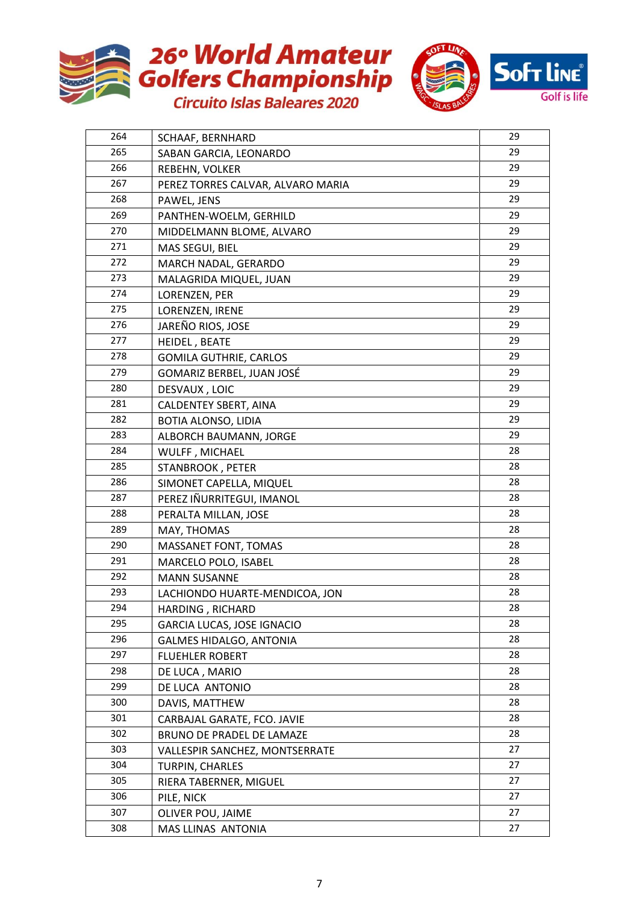# 26º World Amateur Golfers Championship

## Circuito Islas Baleares 2020

| | | |
|---|---|---|
| 264 | SCHAAF, BERNHARD | 29 |
| 265 | SABAN GARCIA, LEONARDO | 29 |
| 266 | REBEHN, VOLKER | 29 |
| 267 | PEREZ TORRES CALVAR, ALVARO MARIA | 29 |
| 268 | PAWEL, JENS | 29 |
| 269 | PANTHEN-WOELM, GERHILD | 29 |
| 270 | MIDDELMANN BLOME, ALVARO | 29 |
| 271 | MAS SEGUI, BIEL | 29 |
| 272 | MARCH NADAL, GERARDO | 29 |
| 273 | MALAGRIDA MIQUEL, JUAN | 29 |
| 274 | LORENZEN, PER | 29 |
| 275 | LORENZEN, IRENE | 29 |
| 276 | JAREÑO RIOS, JOSE | 29 |
| 277 | HEIDEL , BEATE | 29 |
| 278 | GOMILA GUTHRIE, CARLOS | 29 |
| 279 | GOMARIZ BERBEL, JUAN JOSÉ | 29 |
| 280 | DESVAUX , LOIC | 29 |
| 281 | CALDENTEY SBERT, AINA | 29 |
| 282 | BOTIA ALONSO, LIDIA | 29 |
| 283 | ALBORCH BAUMANN, JORGE | 29 |
| 284 | WULFF , MICHAEL | 28 |
| 285 | STANBROOK , PETER | 28 |
| 286 | SIMONET CAPELLA, MIQUEL | 28 |
| 287 | PEREZ IÑURRITEGUI, IMANOL | 28 |
| 288 | PERALTA MILLAN, JOSE | 28 |
| 289 | MAY, THOMAS | 28 |
| 290 | MASSANET FONT, TOMAS | 28 |
| 291 | MARCELO POLO, ISABEL | 28 |
| 292 | MANN SUSANNE | 28 |
| 293 | LACHIONDO HUARTE-MENDICOA, JON | 28 |
| 294 | HARDING , RICHARD | 28 |
| 295 | GARCIA LUCAS, JOSE IGNACIO | 28 |
| 296 | GALMES HIDALGO, ANTONIA | 28 |
| 297 | FLUEHLER ROBERT | 28 |
| 298 | DE LUCA , MARIO | 28 |
| 299 | DE LUCA ANTONIO | 28 |
| 300 | DAVIS, MATTHEW | 28 |
| 301 | CARBAJAL GARATE, FCO. JAVIE | 28 |
| 302 | BRUNO DE PRADEL DE LAMAZE | 28 |
| 303 | VALLESPIR SANCHEZ, MONTSERRATE | 27 |
| 304 | TURPIN, CHARLES | 27 |
| 305 | RIERA TABERNER, MIGUEL | 27 |
| 306 | PILE, NICK | 27 |
| 307 | OLIVER POU, JAIME | 27 |
| 308 | MAS LLINAS ANTONIA | 27 |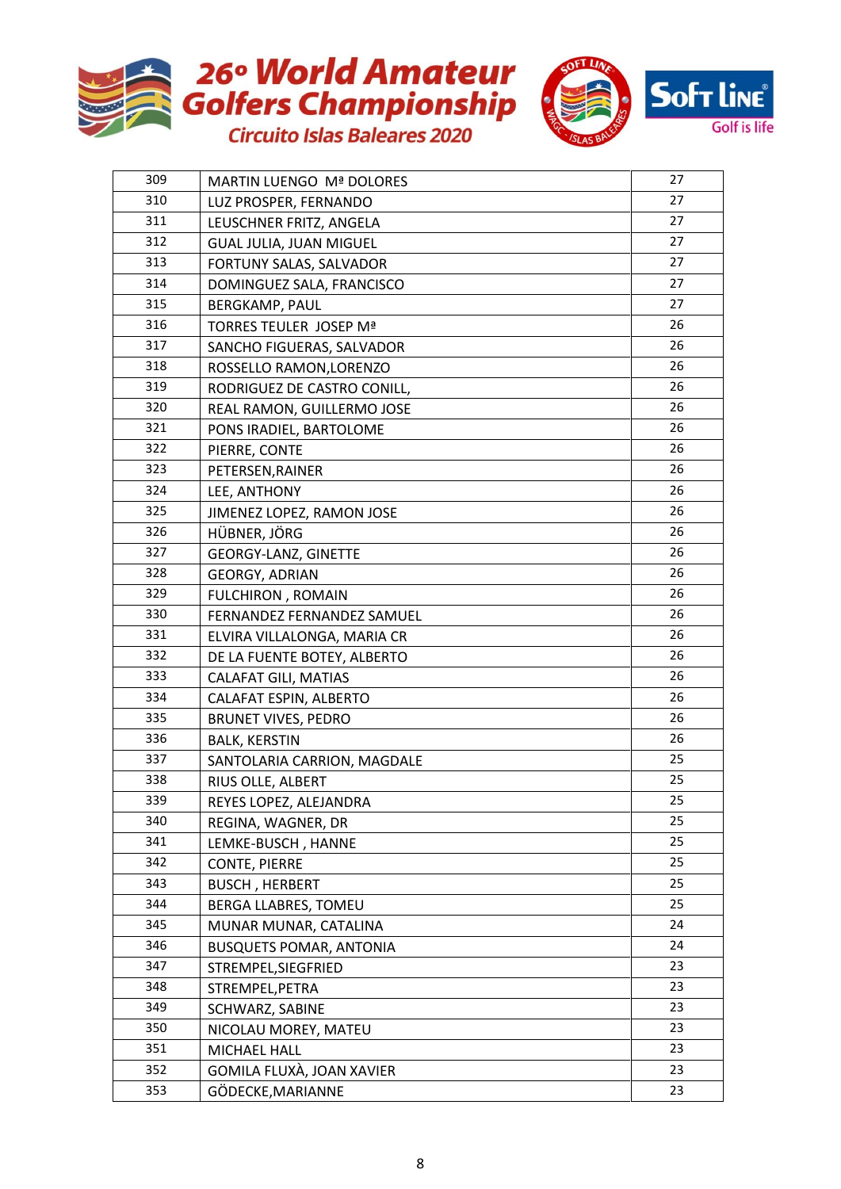| 309 | MARTIN LUENGO Mª DOLORES | 27 |
|---|---|---|
| 310 | LUZ PROSPER, FERNANDO | 27 |
| 311 | LEUSCHNER FRITZ, ANGELA | 27 |
| 312 | GUAL JULIA, JUAN MIGUEL | 27 |
| 313 | FORTUNY SALAS, SALVADOR | 27 |
| 314 | DOMINGUEZ SALA, FRANCISCO | 27 |
| 315 | BERGKAMP, PAUL | 27 |
| 316 | TORRES TEULER JOSEP Mª | 26 |
| 317 | SANCHO FIGUERAS, SALVADOR | 26 |
| 318 | ROSSELLO RAMON,LORENZO | 26 |
| 319 | RODRIGUEZ DE CASTRO CONILL, | 26 |
| 320 | REAL RAMON, GUILLERMO JOSE | 26 |
| 321 | PONS IRADIEL, BARTOLOME | 26 |
| 322 | PIERRE, CONTE | 26 |
| 323 | PETERSEN,RAINER | 26 |
| 324 | LEE, ANTHONY | 26 |
| 325 | JIMENEZ LOPEZ, RAMON JOSE | 26 |
| 326 | HÜBNER, JÖRG | 26 |
| 327 | GEORGY-LANZ, GINETTE | 26 |
| 328 | GEORGY, ADRIAN | 26 |
| 329 | FULCHIRON , ROMAIN | 26 |
| 330 | FERNANDEZ FERNANDEZ SAMUEL | 26 |
| 331 | ELVIRA VILLALONGA, MARIA CR | 26 |
| 332 | DE LA FUENTE BOTEY, ALBERTO | 26 |
| 333 | CALAFAT GILI, MATIAS | 26 |
| 334 | CALAFAT ESPIN, ALBERTO | 26 |
| 335 | BRUNET VIVES, PEDRO | 26 |
| 336 | BALK, KERSTIN | 26 |
| 337 | SANTOLARIA CARRION, MAGDALE | 25 |
| 338 | RIUS OLLE, ALBERT | 25 |
| 339 | REYES LOPEZ, ALEJANDRA | 25 |
| 340 | REGINA, WAGNER, DR | 25 |
| 341 | LEMKE-BUSCH , HANNE | 25 |
| 342 | CONTE, PIERRE | 25 |
| 343 | BUSCH , HERBERT | 25 |
| 344 | BERGA LLABRES, TOMEU | 25 |
| 345 | MUNAR MUNAR, CATALINA | 24 |
| 346 | BUSQUETS POMAR, ANTONIA | 24 |
| 347 | STREMPEL,SIEGFRIED | 23 |
| 348 | STREMPEL,PETRA | 23 |
| 349 | SCHWARZ, SABINE | 23 |
| 350 | NICOLAU MOREY, MATEU | 23 |
| 351 | MICHAEL HALL | 23 |
| 352 | GOMILA FLUXÀ, JOAN XAVIER | 23 |
| 353 | GÖDECKE,MARIANNE | 23 |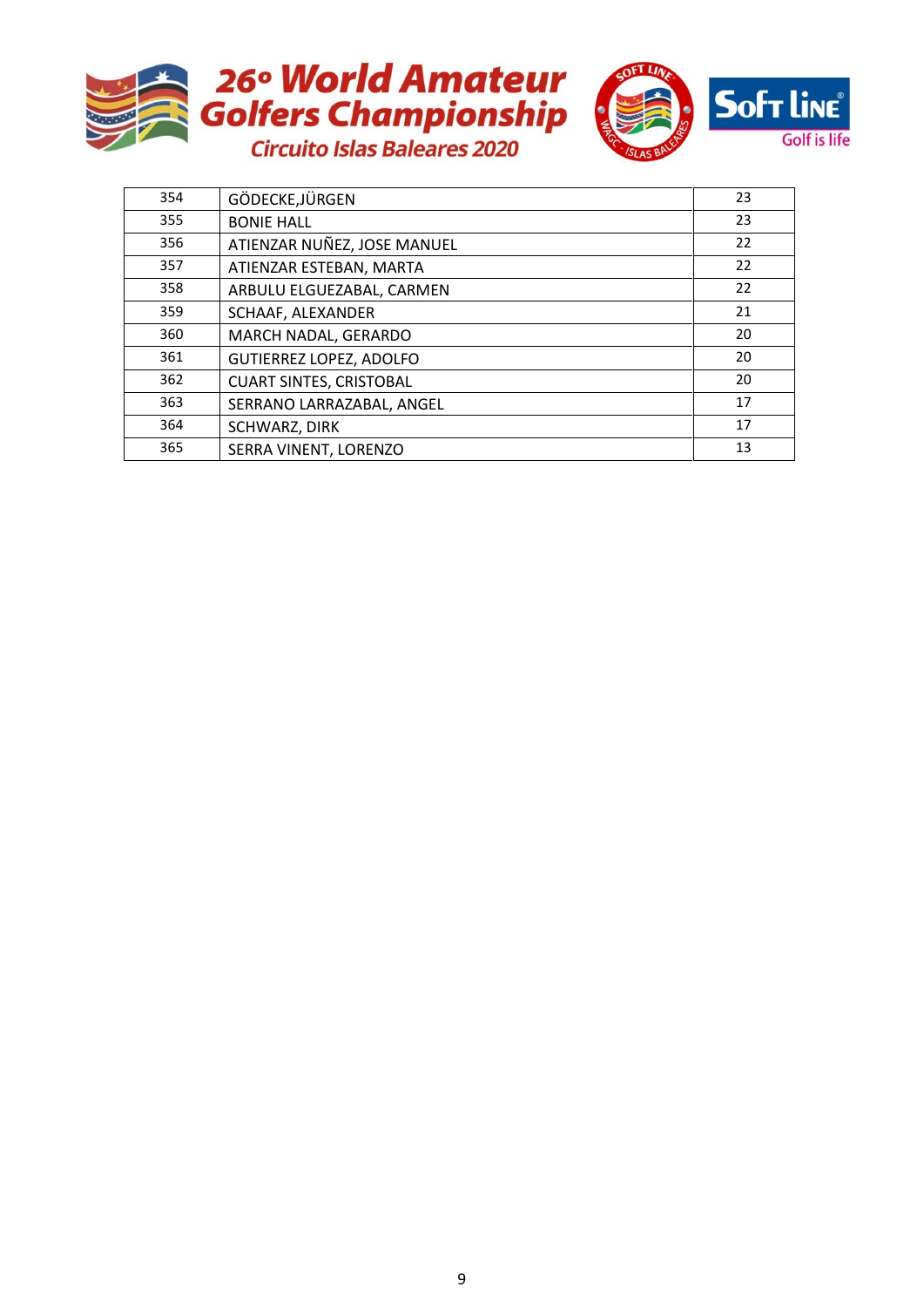| | | |
|---|---|---|
| 354 | GÖDECKE,JÜRGEN | 23 |
| 355 | BONIE HALL | 23 |
| 356 | ATIENZAR NUÑEZ, JOSE MANUEL | 22 |
| 357 | ATIENZAR ESTEBAN, MARTA | 22 |
| 358 | ARBULU ELGUEZABAL, CARMEN | 22 |
| 359 | SCHAAF, ALEXANDER | 21 |
| 360 | MARCH NADAL, GERARDO | 20 |
| 361 | GUTIERREZ LOPEZ, ADOLFO | 20 |
| 362 | CUART SINTES, CRISTOBAL | 20 |
| 363 | SERRANO LARRAZABAL, ANGEL | 17 |
| 364 | SCHWARZ, DIRK | 17 |
| 365 | SERRA VINENT, LORENZO | 13 |